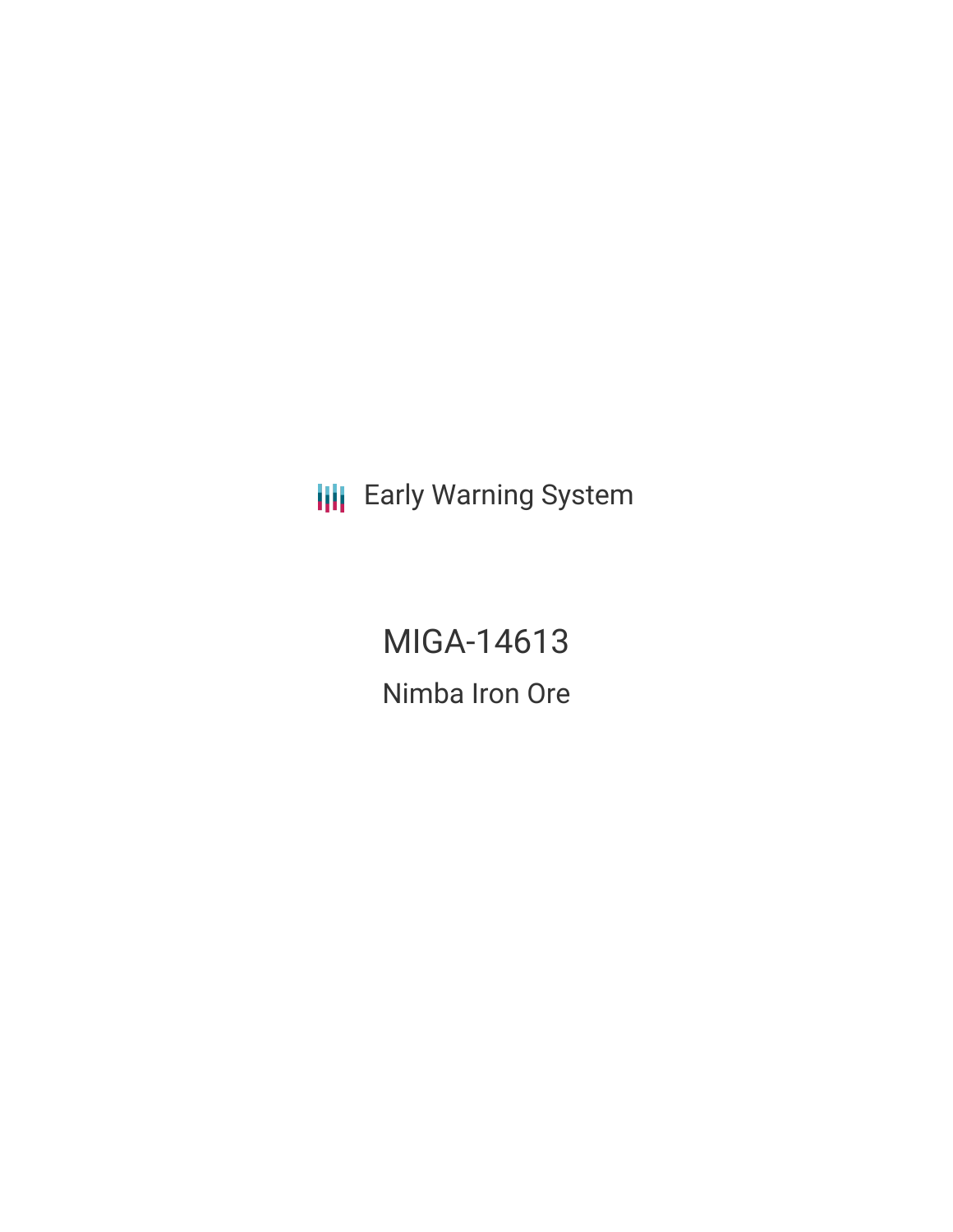Early Warning System

# MIGA-14613

## Nimba Iron Ore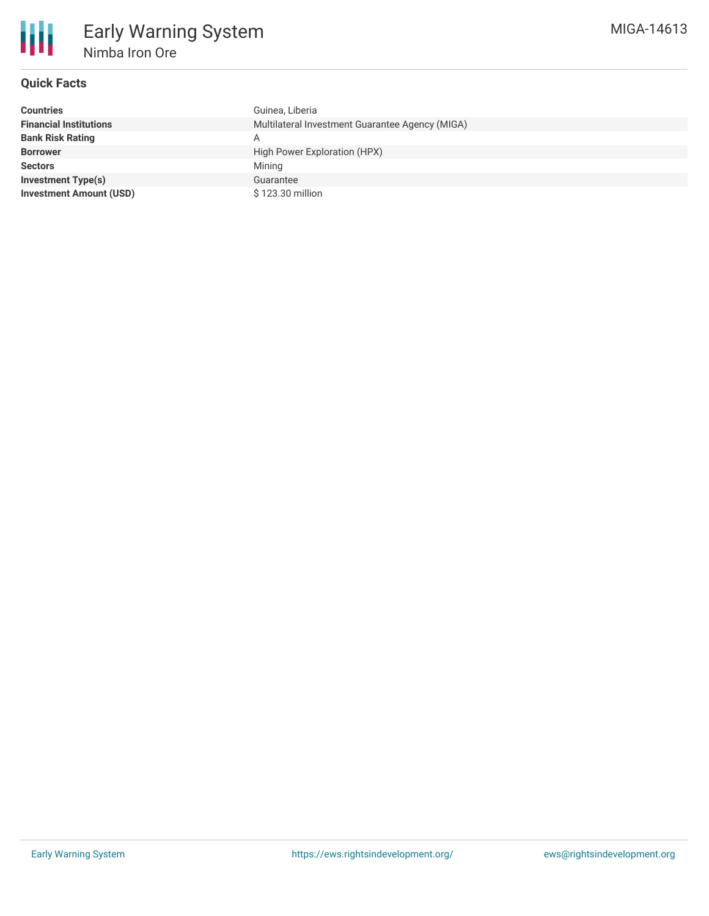# Early Warning System

## Nimba Iron Ore

MIGA-14613

### Quick Facts

| | |
|---|---|
| **Countries** | Guinea, Liberia |
| **Financial Institutions** | Multilateral Investment Guarantee Agency (MIGA) |
| **Bank Risk Rating** | A |
| **Borrower** | High Power Exploration (HPX) |
| **Sectors** | Mining |
| **Investment Type(s)** | Guarantee |
| **Investment Amount (USD)** | $ 123.30 million |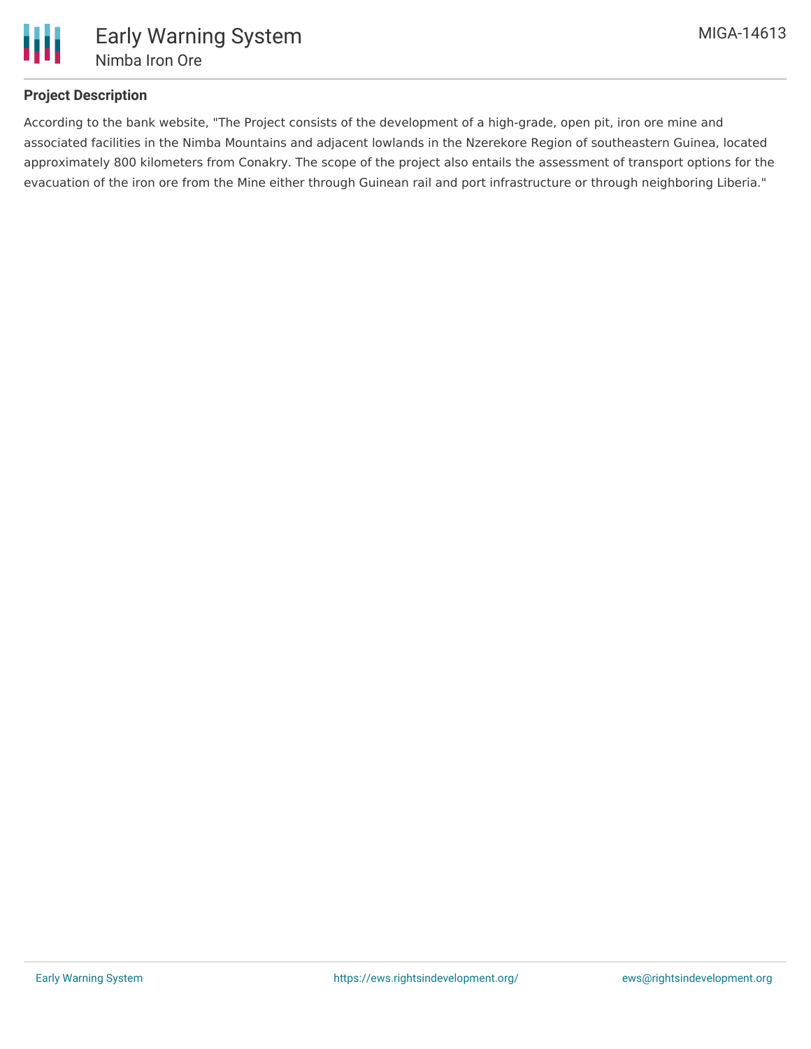## Project Description

According to the bank website, "The Project consists of the development of a high-grade, open pit, iron ore mine and associated facilities in the Nimba Mountains and adjacent lowlands in the Nzerekore Region of southeastern Guinea, located approximately 800 kilometers from Conakry. The scope of the project also entails the assessment of transport options for the evacuation of the iron ore from the Mine either through Guinean rail and port infrastructure or through neighboring Liberia."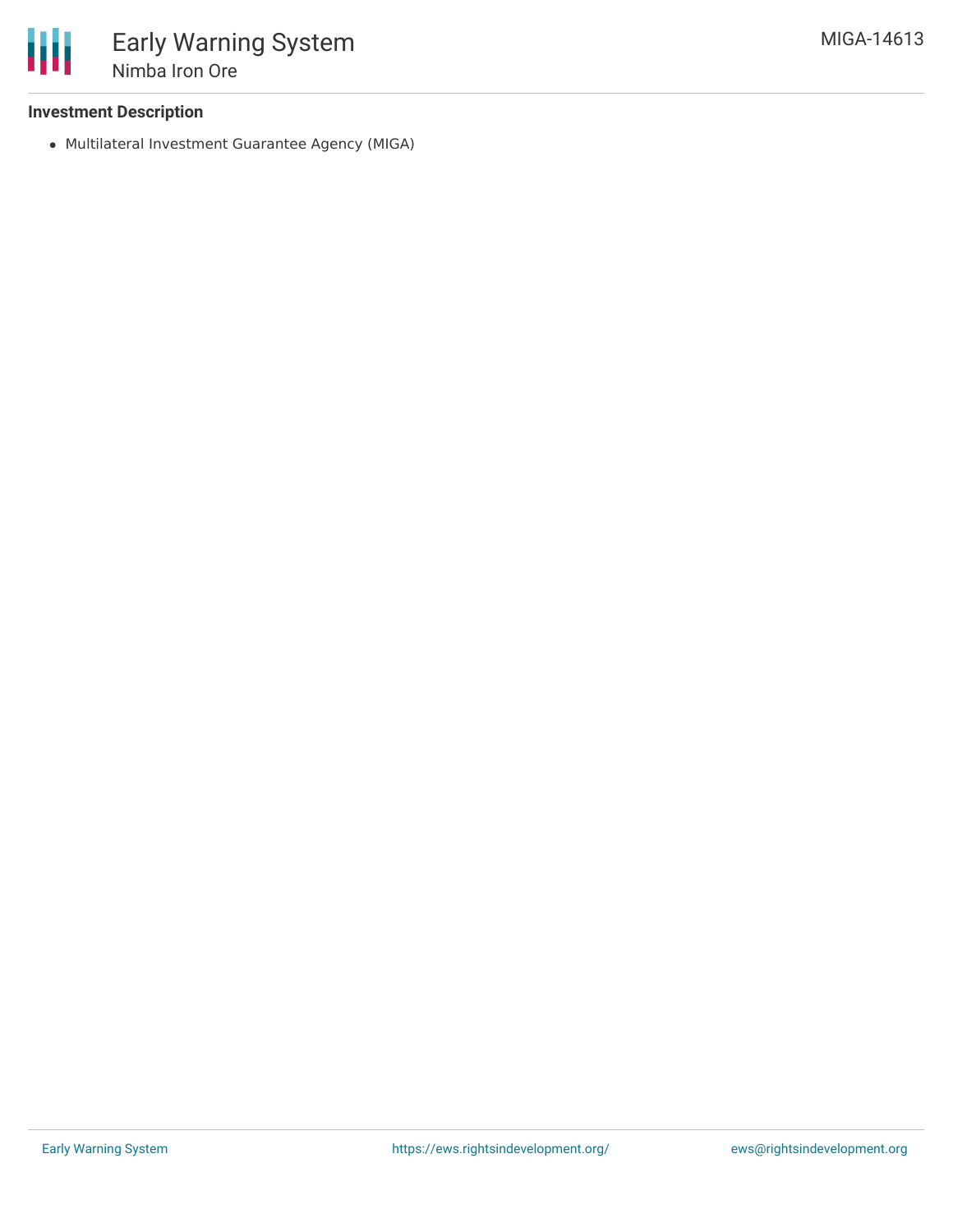### Investment Description

- Multilateral Investment Guarantee Agency (MIGA)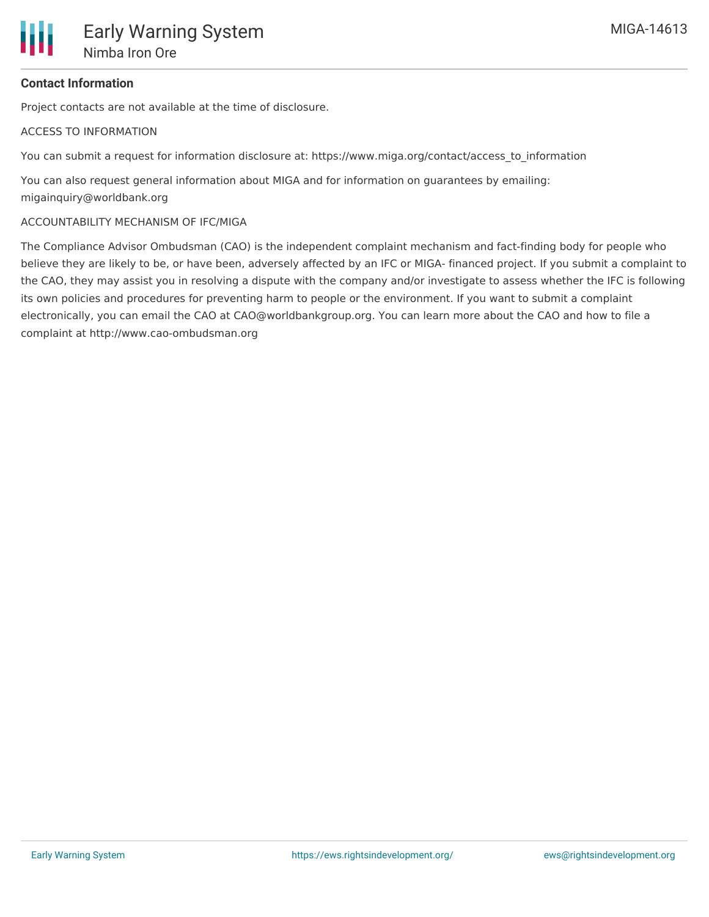**Contact Information**

Project contacts are not available at the time of disclosure.

ACCESS TO INFORMATION

You can submit a request for information disclosure at: https://www.miga.org/contact/access_to_information

You can also request general information about MIGA and for information on guarantees by emailing: migainquiry@worldbank.org

ACCOUNTABILITY MECHANISM OF IFC/MIGA

The Compliance Advisor Ombudsman (CAO) is the independent complaint mechanism and fact-finding body for people who believe they are likely to be, or have been, adversely affected by an IFC or MIGA- financed project. If you submit a complaint to the CAO, they may assist you in resolving a dispute with the company and/or investigate to assess whether the IFC is following its own policies and procedures for preventing harm to people or the environment. If you want to submit a complaint electronically, you can email the CAO at CAO@worldbankgroup.org. You can learn more about the CAO and how to file a complaint at http://www.cao-ombudsman.org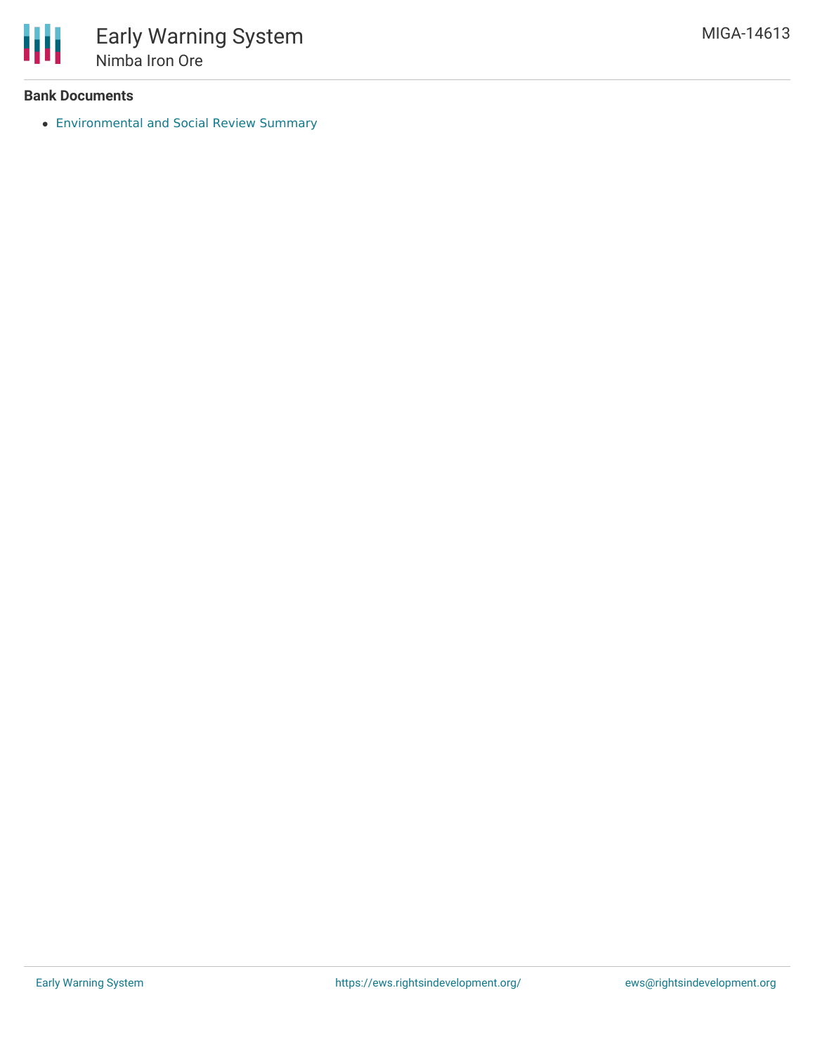**Bank Documents**

- Environmental and Social Review Summary